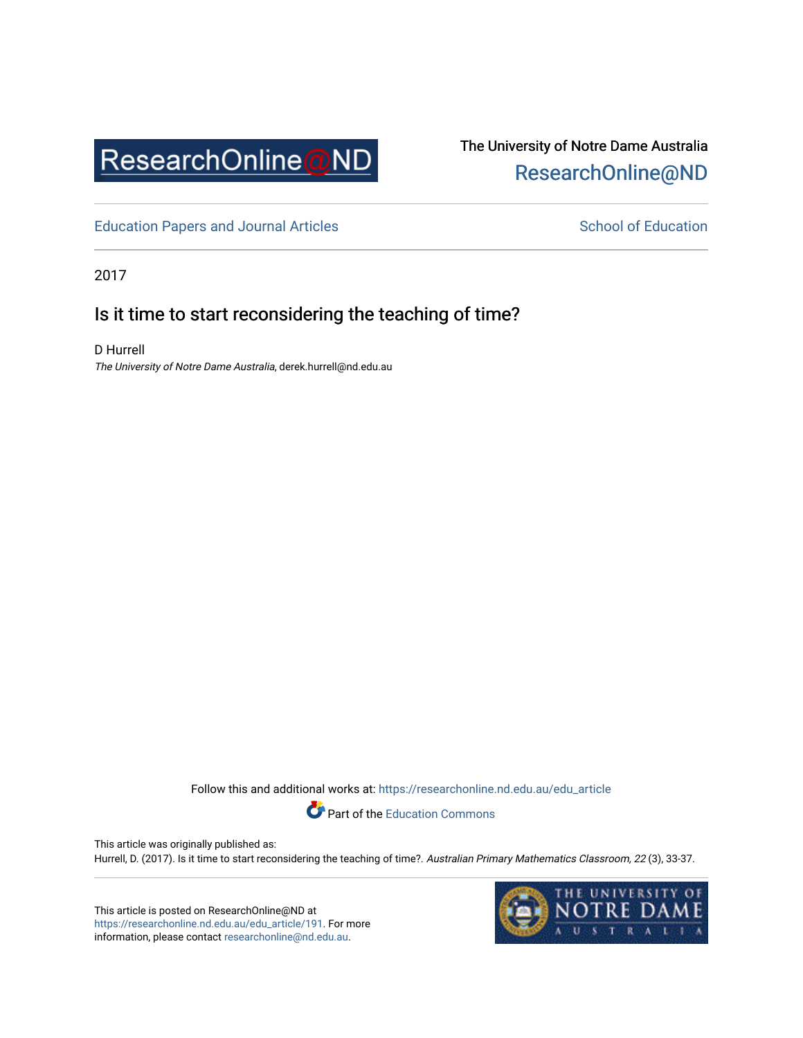The University of Notre Dame Australia

ResearchOnline@ND

Education Papers and Journal Articles

School of Education

2017

# Is it time to start reconsidering the teaching of time?

D Hurrell

*The University of Notre Dame Australia*, derek.hurrell@nd.edu.au

Follow this and additional works at: https://researchonline.nd.edu.au/edu_article

Part of the Education Commons

This article was originally published as:

Hurrell, D. (2017). Is it time to start reconsidering the teaching of time?. *Australian Primary Mathematics Classroom, 22* (3), 33-37.

This article is posted on ResearchOnline@ND at https://researchonline.nd.edu.au/edu_article/191. For more information, please contact researchonline@nd.edu.au.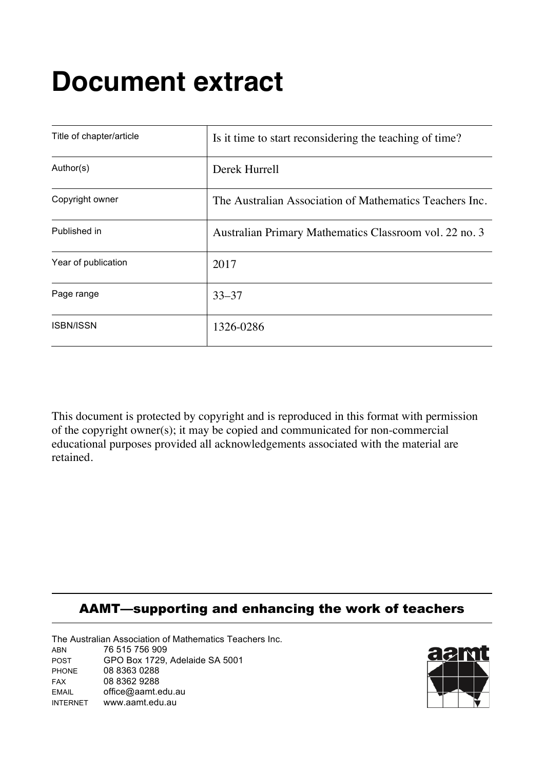# Document extract

| Title of chapter/article | Is it time to start reconsidering the teaching of time? |
|---|---|
| Author(s) | Derek Hurrell |
| Copyright owner | The Australian Association of Mathematics Teachers Inc. |
| Published in | Australian Primary Mathematics Classroom vol. 22 no. 3 |
| Year of publication | 2017 |
| Page range | 33–37 |
| ISBN/ISSN | 1326-0286 |

This document is protected by copyright and is reproduced in this format with permission of the copyright owner(s); it may be copied and communicated for non-commercial educational purposes provided all acknowledgements associated with the material are retained.

**AAMT—supporting and enhancing the work of teachers**

The Australian Association of Mathematics Teachers Inc.

ABN 76 515 756 909
POST GPO Box 1729, Adelaide SA 5001
PHONE 08 8363 0288
FAX 08 8362 9288
EMAIL office@aamt.edu.au
INTERNET www.aamt.edu.au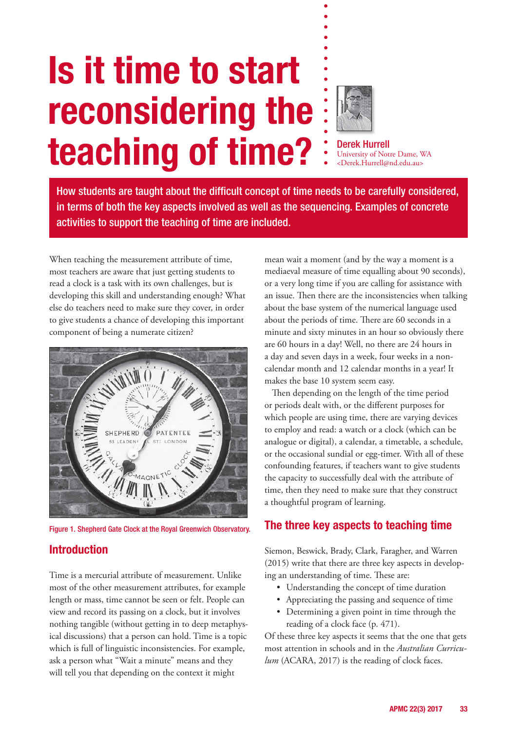# Is it time to start reconsidering the teaching of time?

Derek Hurrell
University of Notre Dame, WA
<Derek.Hurrell@nd.edu.au>

**How students are taught about the difficult concept of time needs to be carefully considered, in terms of both the key aspects involved as well as the sequencing. Examples of concrete activities to support the teaching of time are included.**

When teaching the measurement attribute of time, most teachers are aware that just getting students to read a clock is a task with its own challenges, but is developing this skill and understanding enough? What else do teachers need to make sure they cover, in order to give students a chance of developing this important component of being a numerate citizen?

Figure 1. Shepherd Gate Clock at the Royal Greenwich Observatory.

## Introduction

Time is a mercurial attribute of measurement. Unlike most of the other measurement attributes, for example length or mass, time cannot be seen or felt. People can view and record its passing on a clock, but it involves nothing tangible (without getting in to deep metaphysical discussions) that a person can hold. Time is a topic which is full of linguistic inconsistencies. For example, ask a person what "Wait a minute" means and they will tell you that depending on the context it might mean wait a moment (and by the way a moment is a mediaeval measure of time equalling about 90 seconds), or a very long time if you are calling for assistance with an issue. Then there are the inconsistencies when talking about the base system of the numerical language used about the periods of time. There are 60 seconds in a minute and sixty minutes in an hour so obviously there are 60 hours in a day! Well, no there are 24 hours in a day and seven days in a week, four weeks in a non-calendar month and 12 calendar months in a year! It makes the base 10 system seem easy.

Then depending on the length of the time period or periods dealt with, or the different purposes for which people are using time, there are varying devices to employ and read: a watch or a clock (which can be analogue or digital), a calendar, a timetable, a schedule, or the occasional sundial or egg-timer. With all of these confounding features, if teachers want to give students the capacity to successfully deal with the attribute of time, then they need to make sure that they construct a thoughtful program of learning.

## The three key aspects to teaching time

Siemon, Beswick, Brady, Clark, Faragher, and Warren (2015) write that there are three key aspects in developing an understanding of time. These are:

- Understanding the concept of time duration
- Appreciating the passing and sequence of time
- Determining a given point in time through the reading of a clock face (p. 471).

Of these three key aspects it seems that the one that gets most attention in schools and in the *Australian Curriculum* (ACARA, 2017) is the reading of clock faces.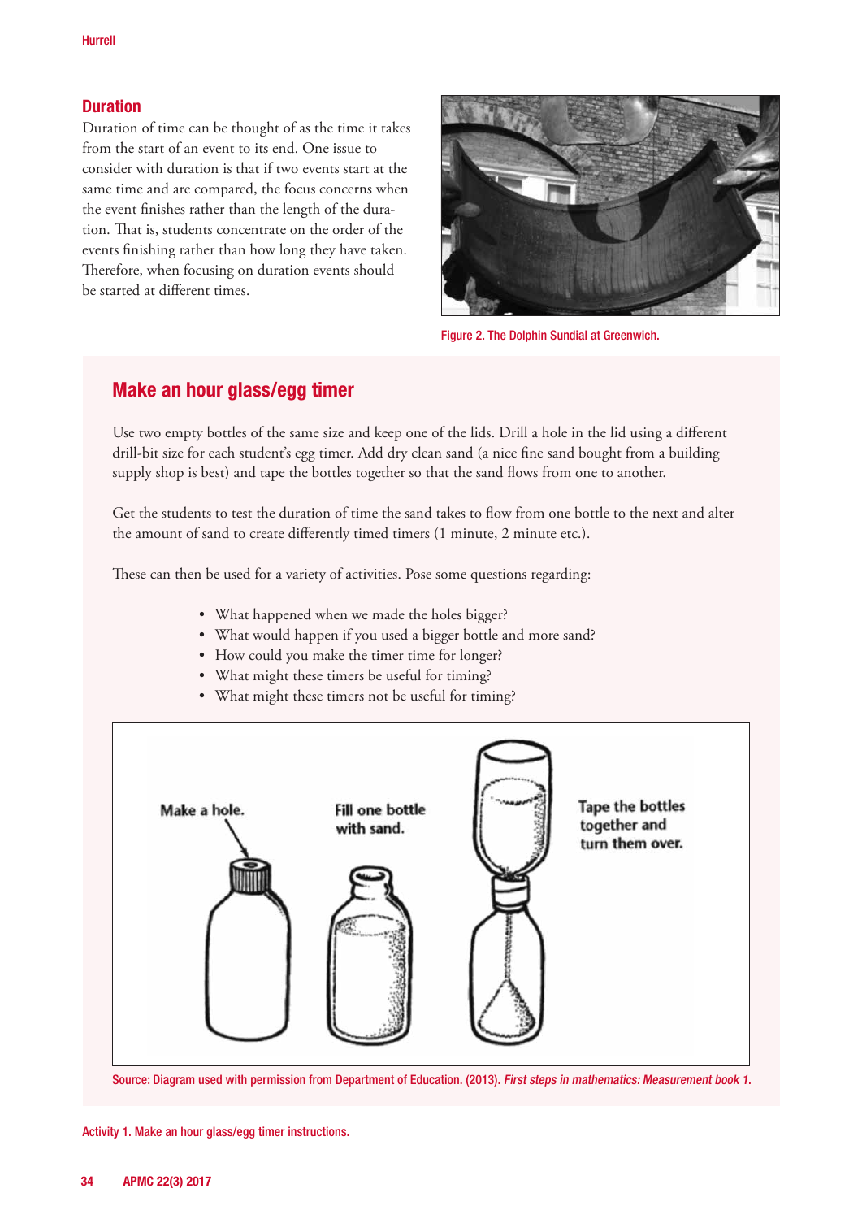## Duration

Duration of time can be thought of as the time it takes from the start of an event to its end. One issue to consider with duration is that if two events start at the same time and are compared, the focus concerns when the event finishes rather than the length of the duration. That is, students concentrate on the order of the events finishing rather than how long they have taken. Therefore, when focusing on duration events should be started at different times.

Figure 2. The Dolphin Sundial at Greenwich.

## Make an hour glass/egg timer

Use two empty bottles of the same size and keep one of the lids. Drill a hole in the lid using a different drill-bit size for each student's egg timer. Add dry clean sand (a nice fine sand bought from a building supply shop is best) and tape the bottles together so that the sand flows from one to another.

Get the students to test the duration of time the sand takes to flow from one bottle to the next and alter the amount of sand to create differently timed timers (1 minute, 2 minute etc.).

These can then be used for a variety of activities. Pose some questions regarding:

- What happened when we made the holes bigger?
- What would happen if you used a bigger bottle and more sand?
- How could you make the timer time for longer?
- What might these timers be useful for timing?
- What might these timers not be useful for timing?

Make a hole.

Fill one bottle with sand.

Tape the bottles together and turn them over.

Source: Diagram used with permission from Department of Education. (2013). *First steps in mathematics: Measurement book 1.*

Activity 1. Make an hour glass/egg timer instructions.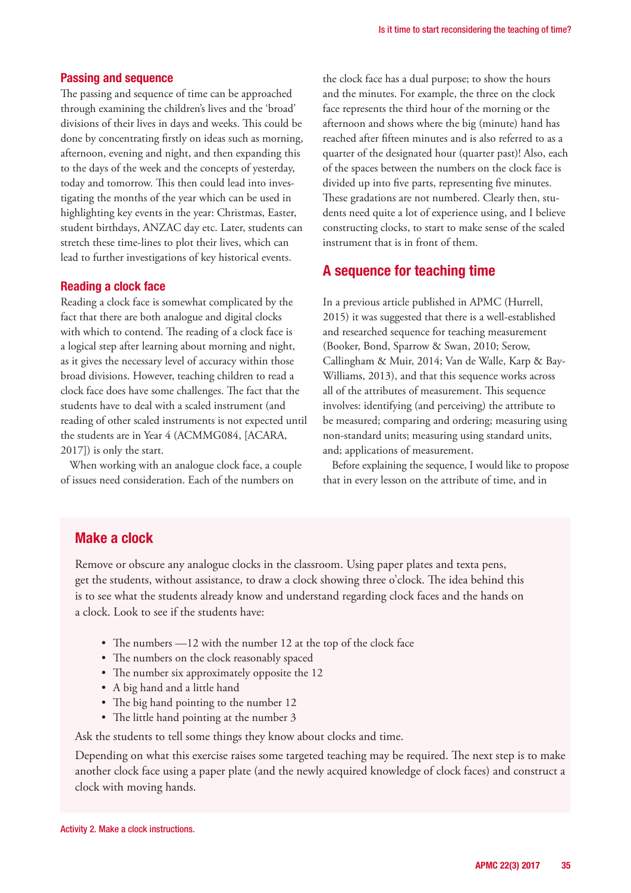### Passing and sequence

The passing and sequence of time can be approached through examining the children's lives and the 'broad' divisions of their lives in days and weeks. This could be done by concentrating firstly on ideas such as morning, afternoon, evening and night, and then expanding this to the days of the week and the concepts of yesterday, today and tomorrow. This then could lead into investigating the months of the year which can be used in highlighting key events in the year: Christmas, Easter, student birthdays, ANZAC day etc. Later, students can stretch these time-lines to plot their lives, which can lead to further investigations of key historical events.

### Reading a clock face

Reading a clock face is somewhat complicated by the fact that there are both analogue and digital clocks with which to contend. The reading of a clock face is a logical step after learning about morning and night, as it gives the necessary level of accuracy within those broad divisions. However, teaching children to read a clock face does have some challenges. The fact that the students have to deal with a scaled instrument (and reading of other scaled instruments is not expected until the students are in Year 4 (ACMMG084, [ACARA, 2017]) is only the start.

When working with an analogue clock face, a couple of issues need consideration. Each of the numbers on the clock face has a dual purpose; to show the hours and the minutes. For example, the three on the clock face represents the third hour of the morning or the afternoon and shows where the big (minute) hand has reached after fifteen minutes and is also referred to as a quarter of the designated hour (quarter past)! Also, each of the spaces between the numbers on the clock face is divided up into five parts, representing five minutes. These gradations are not numbered. Clearly then, students need quite a lot of experience using, and I believe constructing clocks, to start to make sense of the scaled instrument that is in front of them.

## A sequence for teaching time

In a previous article published in APMC (Hurrell, 2015) it was suggested that there is a well-established and researched sequence for teaching measurement (Booker, Bond, Sparrow & Swan, 2010; Serow, Callingham & Muir, 2014; Van de Walle, Karp & Bay-Williams, 2013), and that this sequence works across all of the attributes of measurement. This sequence involves: identifying (and perceiving) the attribute to be measured; comparing and ordering; measuring using non-standard units; measuring using standard units, and; applications of measurement.

Before explaining the sequence, I would like to propose that in every lesson on the attribute of time, and in

### Make a clock

Remove or obscure any analogue clocks in the classroom. Using paper plates and texta pens, get the students, without assistance, to draw a clock showing three o'clock. The idea behind this is to see what the students already know and understand regarding clock faces and the hands on a clock. Look to see if the students have:

- The numbers —12 with the number 12 at the top of the clock face
- The numbers on the clock reasonably spaced
- The number six approximately opposite the 12
- A big hand and a little hand
- The big hand pointing to the number 12
- The little hand pointing at the number 3

Ask the students to tell some things they know about clocks and time.

Depending on what this exercise raises some targeted teaching may be required. The next step is to make another clock face using a paper plate (and the newly acquired knowledge of clock faces) and construct a clock with moving hands.

Activity 2. Make a clock instructions.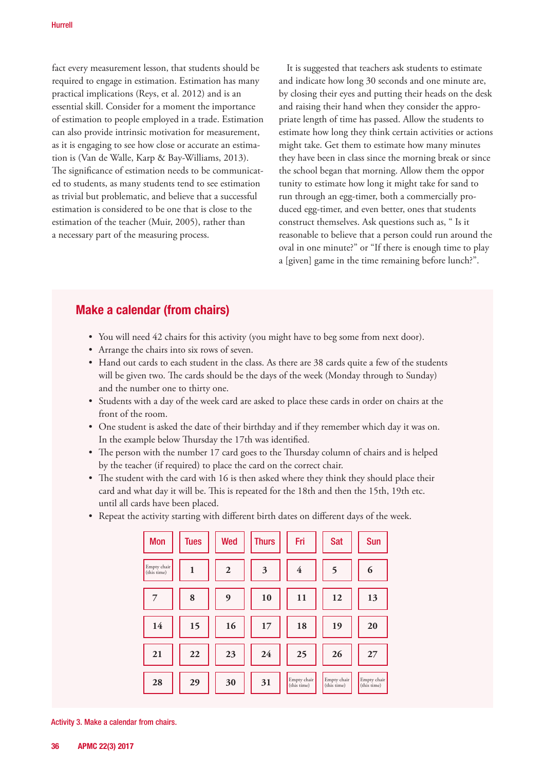fact every measurement lesson, that students should be required to engage in estimation. Estimation has many practical implications (Reys, et al. 2012) and is an essential skill. Consider for a moment the importance of estimation to people employed in a trade. Estimation can also provide intrinsic motivation for measurement, as it is engaging to see how close or accurate an estimation is (Van de Walle, Karp & Bay-Williams, 2013). The significance of estimation needs to be communicated to students, as many students tend to see estimation as trivial but problematic, and believe that a successful estimation is considered to be one that is close to the estimation of the teacher (Muir, 2005), rather than a necessary part of the measuring process.

It is suggested that teachers ask students to estimate and indicate how long 30 seconds and one minute are, by closing their eyes and putting their heads on the desk and raising their hand when they consider the appropriate length of time has passed. Allow the students to estimate how long they think certain activities or actions might take. Get them to estimate how many minutes they have been in class since the morning break or since the school began that morning. Allow them the oppor tunity to estimate how long it might take for sand to run through an egg-timer, both a commercially produced egg-timer, and even better, ones that students construct themselves. Ask questions such as, " Is it reasonable to believe that a person could run around the oval in one minute?" or "If there is enough time to play a [given] game in the time remaining before lunch?".

## Make a calendar (from chairs)

- You will need 42 chairs for this activity (you might have to beg some from next door).
- Arrange the chairs into six rows of seven.
- Hand out cards to each student in the class. As there are 38 cards quite a few of the students will be given two. The cards should be the days of the week (Monday through to Sunday) and the number one to thirty one.
- Students with a day of the week card are asked to place these cards in order on chairs at the front of the room.
- One student is asked the date of their birthday and if they remember which day it was on. In the example below Thursday the 17th was identified.
- The person with the number 17 card goes to the Thursday column of chairs and is helped by the teacher (if required) to place the card on the correct chair.
- The student with the card with 16 is then asked where they think they should place their card and what day it will be. This is repeated for the 18th and then the 15th, 19th etc. until all cards have been placed.
- Repeat the activity starting with different birth dates on different days of the week.

| Mon | Tues | Wed | Thurs | Fri | Sat | Sun |
|---|---|---|---|---|---|---|
| Empty chair (this time) | 1 | 2 | 3 | 4 | 5 | 6 |
| 7 | 8 | 9 | 10 | 11 | 12 | 13 |
| 14 | 15 | 16 | 17 | 18 | 19 | 20 |
| 21 | 22 | 23 | 24 | 25 | 26 | 27 |
| 28 | 29 | 30 | 31 | Empty chair (this time) | Empty chair (this time) | Empty chair (this time) |

Activity 3. Make a calendar from chairs.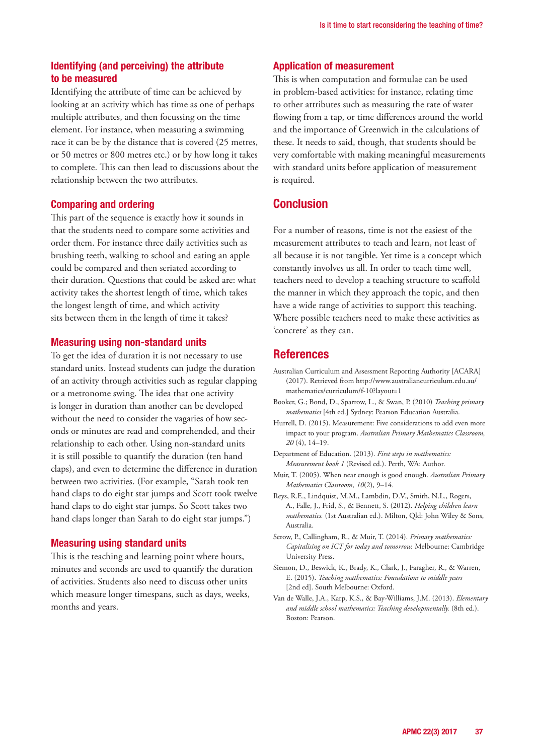### Identifying (and perceiving) the attribute to be measured

Identifying the attribute of time can be achieved by looking at an activity which has time as one of perhaps multiple attributes, and then focussing on the time element. For instance, when measuring a swimming race it can be by the distance that is covered (25 metres, or 50 metres or 800 metres etc.) or by how long it takes to complete. This can then lead to discussions about the relationship between the two attributes.

### Comparing and ordering

This part of the sequence is exactly how it sounds in that the students need to compare some activities and order them. For instance three daily activities such as brushing teeth, walking to school and eating an apple could be compared and then seriated according to their duration. Questions that could be asked are: what activity takes the shortest length of time, which takes the longest length of time, and which activity sits between them in the length of time it takes?

### Measuring using non-standard units

To get the idea of duration it is not necessary to use standard units. Instead students can judge the duration of an activity through activities such as regular clapping or a metronome swing. The idea that one activity is longer in duration than another can be developed without the need to consider the vagaries of how seconds or minutes are read and comprehended, and their relationship to each other. Using non-standard units it is still possible to quantify the duration (ten hand claps), and even to determine the difference in duration between two activities. (For example, "Sarah took ten hand claps to do eight star jumps and Scott took twelve hand claps to do eight star jumps. So Scott takes two hand claps longer than Sarah to do eight star jumps.")

### Measuring using standard units

This is the teaching and learning point where hours, minutes and seconds are used to quantify the duration of activities. Students also need to discuss other units which measure longer timespans, such as days, weeks, months and years.

### Application of measurement

This is when computation and formulae can be used in problem-based activities: for instance, relating time to other attributes such as measuring the rate of water flowing from a tap, or time differences around the world and the importance of Greenwich in the calculations of these. It needs to said, though, that students should be very comfortable with making meaningful measurements with standard units before application of measurement is required.

## Conclusion

For a number of reasons, time is not the easiest of the measurement attributes to teach and learn, not least of all because it is not tangible. Yet time is a concept which constantly involves us all. In order to teach time well, teachers need to develop a teaching structure to scaffold the manner in which they approach the topic, and then have a wide range of activities to support this teaching. Where possible teachers need to make these activities as 'concrete' as they can.

## References

Australian Curriculum and Assessment Reporting Authority [ACARA] (2017). Retrieved from http://www.australiancurriculum.edu.au/mathematics/curriculum/f-10?layout=1

Booker, G.; Bond, D., Sparrow, L., & Swan, P. (2010) *Teaching primary mathematics* [4th ed.] Sydney: Pearson Education Australia.

Hurrell, D. (2015). Measurement: Five considerations to add even more impact to your program. *Australian Primary Mathematics Classroom, 20* (4), 14–19.

Department of Education. (2013). *First steps in mathematics: Measurement book 1* (Revised ed.). Perth, WA: Author.

Muir, T. (2005). When near enough is good enough. *Australian Primary Mathematics Classroom, 10*(2), 9–14.

Reys, R.E., Lindquist, M.M., Lambdin, D.V., Smith, N.L., Rogers, A., Falle, J., Frid, S., & Bennett, S. (2012). *Helping children learn mathematics.* (1st Australian ed.). Milton, Qld: John Wiley & Sons, Australia.

Serow, P., Callingham, R., & Muir, T. (2014). *Primary mathematics: Capitalising on ICT for today and tomorrow.* Melbourne: Cambridge University Press.

Siemon, D., Beswick, K., Brady, K., Clark, J., Faragher, R., & Warren, E. (2015). *Teaching mathematics: Foundations to middle years* [2nd ed]. South Melbourne: Oxford.

Van de Walle, J.A., Karp, K.S., & Bay-Williams, J.M. (2013). *Elementary and middle school mathematics: Teaching developmentally.* (8th ed.). Boston: Pearson.